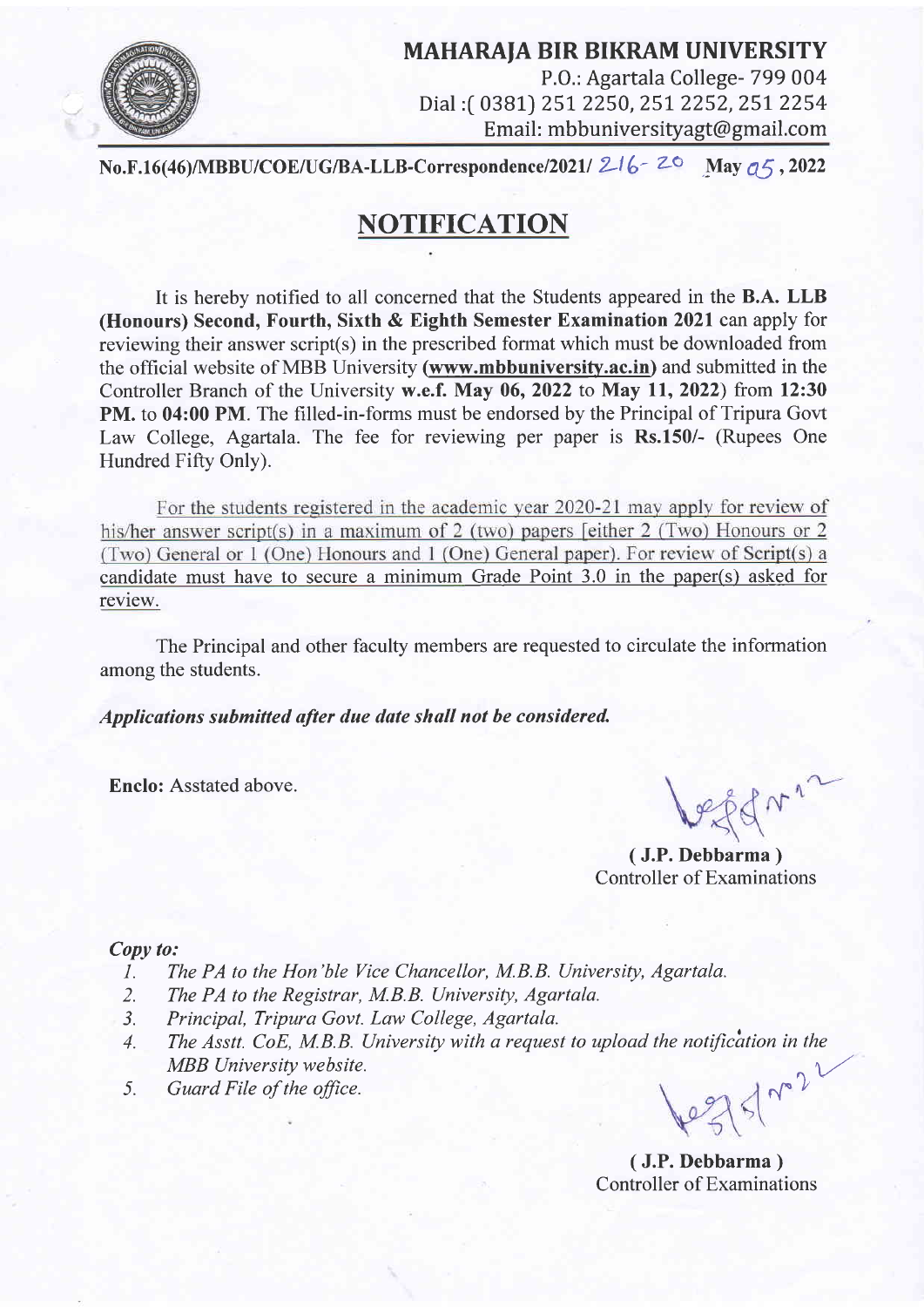# MAHARAJA BIR BIKRAM UNIVERSITY

P.O.: Agartala College- 799 004
Dial :( 0381) 251 2250, 251 2252, 251 2254
Email: mbbuniversityagt@gmail.com

**No.F.16(46)/MBBU/COE/UG/BA-LLB-Correspondence/2021/ 216- 20 May 05 , 2022**

## NOTIFICATION

It is hereby notified to all concerned that the Students appeared in the **B.A. LLB (Honours) Second, Fourth, Sixth & Eighth Semester Examination 2021** can apply for reviewing their answer script(s) in the prescribed format which must be downloaded from the official website of MBB University **(www.mbbuniversity.ac.in)** and submitted in the Controller Branch of the University **w.e.f. May 06, 2022** to **May 11, 2022**) from **12:30 PM.** to **04:00 PM**. The filled-in-forms must be endorsed by the Principal of Tripura Govt Law College, Agartala. The fee for reviewing per paper is **Rs.150/-** (Rupees One Hundred Fifty Only).

For the students registered in the academic year 2020-21 may apply for review of his/her answer script(s) in a maximum of 2 (two) papers [either 2 (Two) Honours or 2 (Two) General or 1 (One) Honours and 1 (One) General paper). For review of Script(s) a candidate must have to secure a minimum Grade Point 3.0 in the paper(s) asked for review.

The Principal and other faculty members are requested to circulate the information among the students.

***Applications submitted after due date shall not be considered.***

**Enclo:** Asstated above.

**( J.P. Debbarma )**
Controller of Examinations

***Copy to:***

1. *The PA to the Hon'ble Vice Chancellor, M.B.B. University, Agartala.*
2. *The PA to the Registrar, M.B.B. University, Agartala.*
3. *Principal, Tripura Govt. Law College, Agartala.*
4. *The Asstt. CoE, M.B.B. University with a request to upload the notification in the MBB University website.*
5. *Guard File of the office.*

**( J.P. Debbarma )**
Controller of Examinations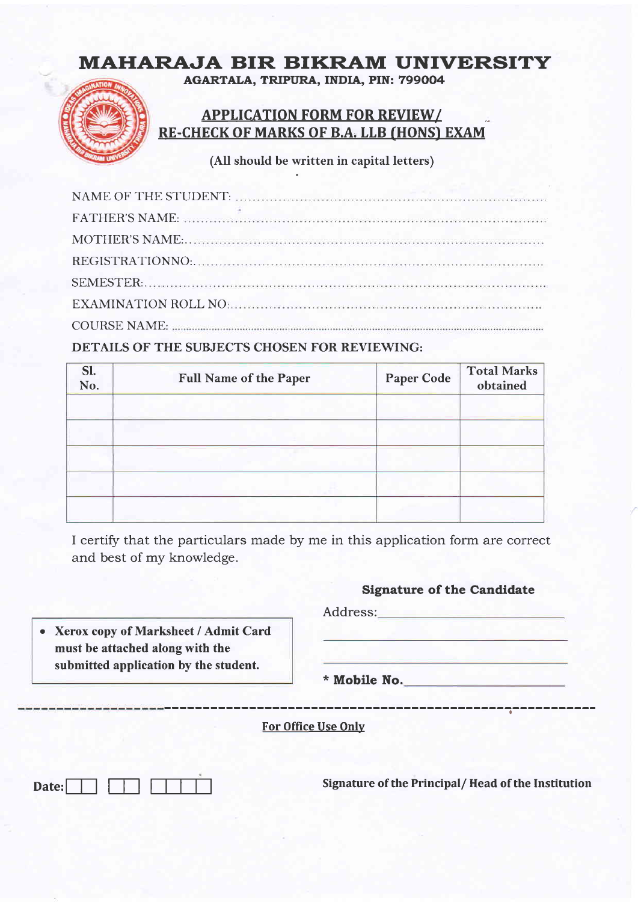# MAHARAJA BIR BIKRAM UNIVERSITY

**AGARTALA, TRIPURA, INDIA, PIN: 799004**

## APPLICATION FORM FOR REVIEW/ RE-CHECK OF MARKS OF B.A. LLB (HONS) EXAM

**(All should be written in capital letters)**

NAME OF THE STUDENT: ..........................................................................

FATHER'S NAME: ..........................................................................

MOTHER'S NAME:..........................................................................

REGISTRATIONNO:..........................................................................

SEMESTER:..........................................................................

EXAMINATION ROLL NO:..........................................................................

COURSE NAME: ..........................................................................

**DETAILS OF THE SUBJECTS CHOSEN FOR REVIEWING:**

| Sl. No. | Full Name of the Paper | Paper Code | Total Marks obtained |
|---|---|---|---|
| | | | |
| | | | |
| | | | |
| | | | |
| | | | |

I certify that the particulars made by me in this application form are correct and best of my knowledge.

**Signature of the Candidate**

Address:\_\_\_\_\_\_\_\_\_\_\_\_\_\_\_\_\_\_\_\_\_\_\_\_\_\_\_\_

\_\_\_\_\_\_\_\_\_\_\_\_\_\_\_\_\_\_\_\_\_\_\_\_\_\_\_\_\_\_\_\_\_\_\_\_

\_\_\_\_\_\_\_\_\_\_\_\_\_\_\_\_\_\_\_\_\_\_\_\_\_\_\_\_\_\_\_\_\_\_\_\_

**\* Mobile No.**\_\_\_\_\_\_\_\_\_\_\_\_\_\_\_\_\_\_\_\_\_\_\_\_

- **Xerox copy of Marksheet / Admit Card must be attached along with the submitted application by the student.**

---

**For Office Use Only**

**Date:** ☐☐ ☐☐ ☐☐☐☐

**Signature of the Principal/ Head of the Institution**